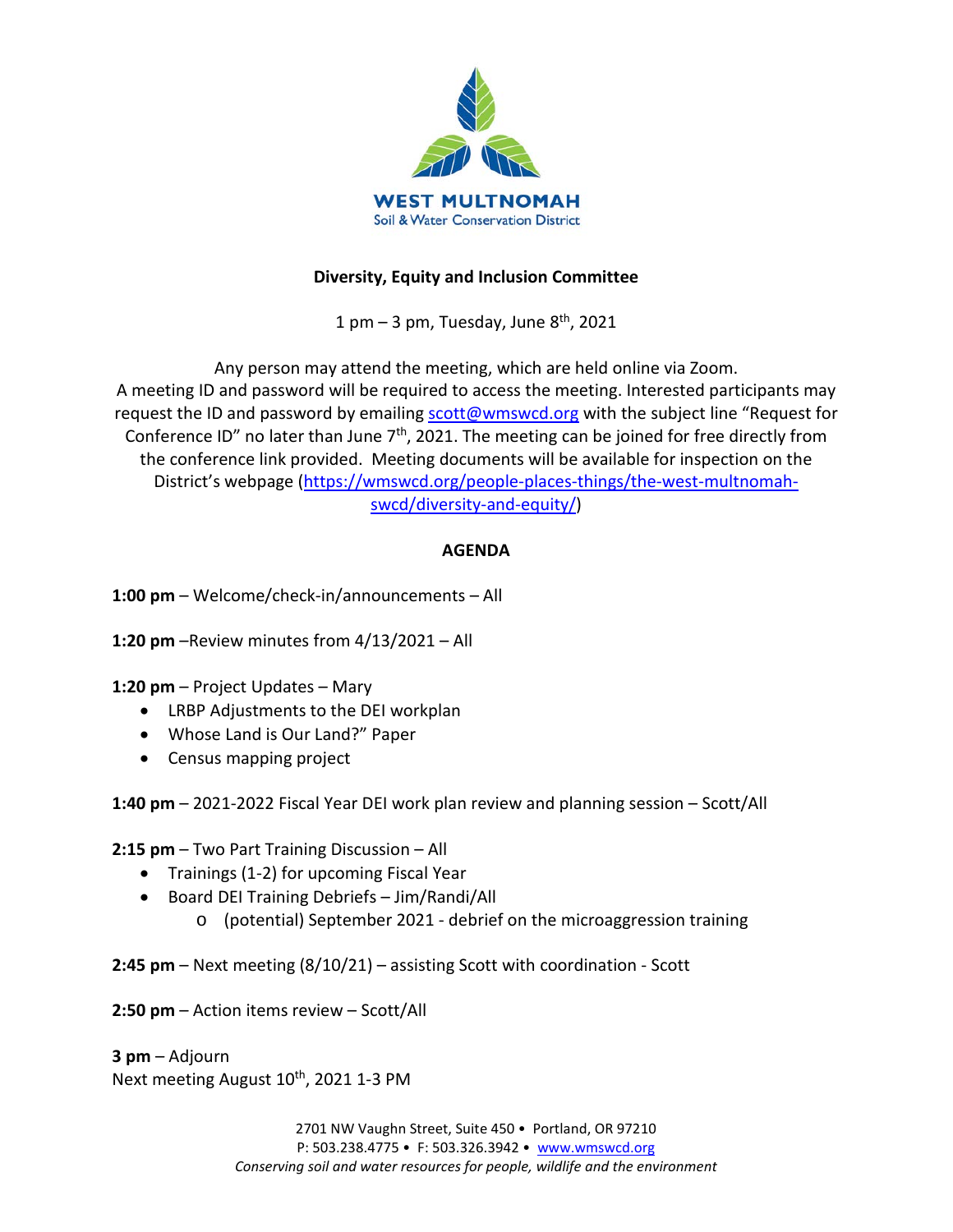WEST MULTNOMAH
Soil & Water Conservation District

**Diversity, Equity and Inclusion Committee**

1 pm – 3 pm, Tuesday, June 8th, 2021

Any person may attend the meeting, which are held online via Zoom. A meeting ID and password will be required to access the meeting. Interested participants may request the ID and password by emailing scott@wmswcd.org with the subject line "Request for Conference ID" no later than June 7th, 2021. The meeting can be joined for free directly from the conference link provided. Meeting documents will be available for inspection on the District's webpage (https://wmswcd.org/people-places-things/the-west-multnomah-swcd/diversity-and-equity/)

**AGENDA**

**1:00 pm** – Welcome/check-in/announcements – All

**1:20 pm** –Review minutes from 4/13/2021 – All

**1:20 pm** – Project Updates – Mary
- LRBP Adjustments to the DEI workplan
- Whose Land is Our Land?" Paper
- Census mapping project

**1:40 pm** – 2021-2022 Fiscal Year DEI work plan review and planning session – Scott/All

**2:15 pm** – Two Part Training Discussion – All
- Trainings (1-2) for upcoming Fiscal Year
- Board DEI Training Debriefs – Jim/Randi/All
  - (potential) September 2021 - debrief on the microaggression training

**2:45 pm** – Next meeting (8/10/21) – assisting Scott with coordination - Scott

**2:50 pm** – Action items review – Scott/All

**3 pm** – Adjourn
Next meeting August 10th, 2021 1-3 PM

2701 NW Vaughn Street, Suite 450 • Portland, OR 97210
P: 503.238.4775 • F: 503.326.3942 • www.wmswcd.org
*Conserving soil and water resources for people, wildlife and the environment*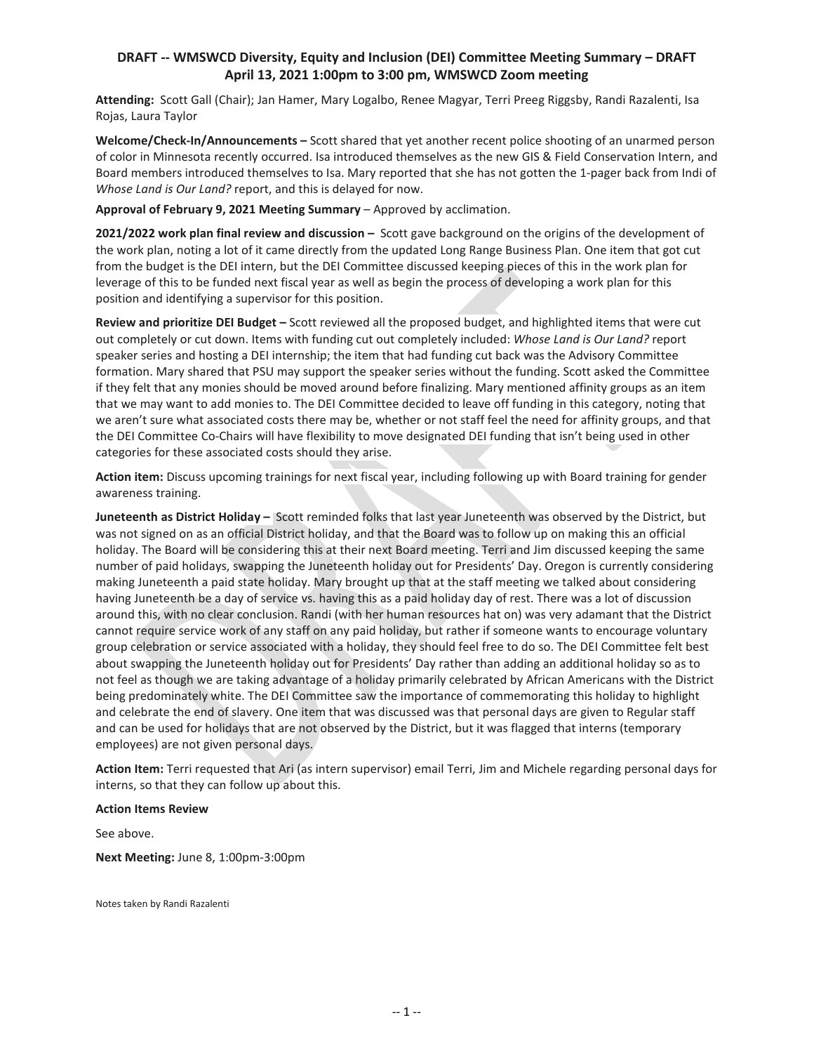## DRAFT -- WMSWCD Diversity, Equity and Inclusion (DEI) Committee Meeting Summary – DRAFT
## April 13, 2021 1:00pm to 3:00 pm, WMSWCD Zoom meeting

**Attending:** Scott Gall (Chair); Jan Hamer, Mary Logalbo, Renee Magyar, Terri Preeg Riggsby, Randi Razalenti, Isa Rojas, Laura Taylor

**Welcome/Check-In/Announcements –** Scott shared that yet another recent police shooting of an unarmed person of color in Minnesota recently occurred. Isa introduced themselves as the new GIS & Field Conservation Intern, and Board members introduced themselves to Isa. Mary reported that she has not gotten the 1-pager back from Indi of *Whose Land is Our Land?* report, and this is delayed for now.

**Approval of February 9, 2021 Meeting Summary** – Approved by acclimation.

**2021/2022 work plan final review and discussion –** Scott gave background on the origins of the development of the work plan, noting a lot of it came directly from the updated Long Range Business Plan. One item that got cut from the budget is the DEI intern, but the DEI Committee discussed keeping pieces of this in the work plan for leverage of this to be funded next fiscal year as well as begin the process of developing a work plan for this position and identifying a supervisor for this position.

**Review and prioritize DEI Budget –** Scott reviewed all the proposed budget, and highlighted items that were cut out completely or cut down. Items with funding cut out completely included: *Whose Land is Our Land?* report speaker series and hosting a DEI internship; the item that had funding cut back was the Advisory Committee formation. Mary shared that PSU may support the speaker series without the funding. Scott asked the Committee if they felt that any monies should be moved around before finalizing. Mary mentioned affinity groups as an item that we may want to add monies to. The DEI Committee decided to leave off funding in this category, noting that we aren't sure what associated costs there may be, whether or not staff feel the need for affinity groups, and that the DEI Committee Co-Chairs will have flexibility to move designated DEI funding that isn't being used in other categories for these associated costs should they arise.

**Action item:** Discuss upcoming trainings for next fiscal year, including following up with Board training for gender awareness training.

**Juneteenth as District Holiday –** Scott reminded folks that last year Juneteenth was observed by the District, but was not signed on as an official District holiday, and that the Board was to follow up on making this an official holiday. The Board will be considering this at their next Board meeting. Terri and Jim discussed keeping the same number of paid holidays, swapping the Juneteenth holiday out for Presidents' Day. Oregon is currently considering making Juneteenth a paid state holiday. Mary brought up that at the staff meeting we talked about considering having Juneteenth be a day of service vs. having this as a paid holiday day of rest. There was a lot of discussion around this, with no clear conclusion. Randi (with her human resources hat on) was very adamant that the District cannot require service work of any staff on any paid holiday, but rather if someone wants to encourage voluntary group celebration or service associated with a holiday, they should feel free to do so. The DEI Committee felt best about swapping the Juneteenth holiday out for Presidents' Day rather than adding an additional holiday so as to not feel as though we are taking advantage of a holiday primarily celebrated by African Americans with the District being predominately white. The DEI Committee saw the importance of commemorating this holiday to highlight and celebrate the end of slavery. One item that was discussed was that personal days are given to Regular staff and can be used for holidays that are not observed by the District, but it was flagged that interns (temporary employees) are not given personal days.

**Action Item:** Terri requested that Ari (as intern supervisor) email Terri, Jim and Michele regarding personal days for interns, so that they can follow up about this.

**Action Items Review**

See above.

**Next Meeting:** June 8, 1:00pm-3:00pm

Notes taken by Randi Razalenti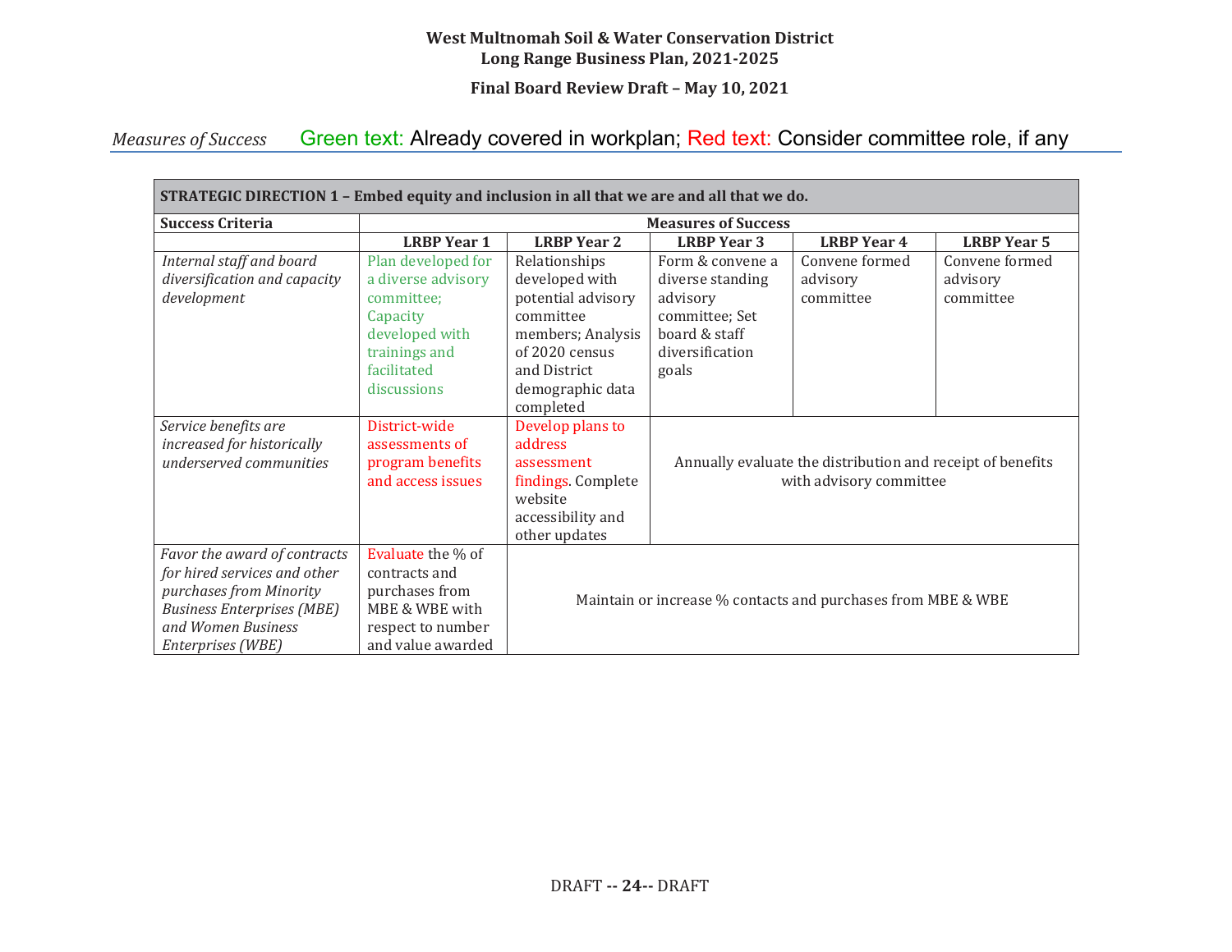*Measures of Success*     Green text: Already covered in workplan; Red text: Consider committee role, if any

| **STRATEGIC DIRECTION 1 – Embed equity and inclusion in all that we are and all that we do.** | | | | | |
|---|---|---|---|---|---|
| **Success Criteria** | **Measures of Success** | | | | |
| | **LRBP Year 1** | **LRBP Year 2** | **LRBP Year 3** | **LRBP Year 4** | **LRBP Year 5** |
| *Internal staff and board diversification and capacity development* | Plan developed for a diverse advisory committee; Capacity developed with trainings and facilitated discussions | Relationships developed with potential advisory committee members; Analysis of 2020 census and District demographic data completed | Form & convene a diverse standing advisory committee; Set board & staff diversification goals | Convene formed advisory committee | Convene formed advisory committee |
| *Service benefits are increased for historically underserved communities* | District-wide assessments of program benefits and access issues | Develop plans to address assessment findings. Complete website accessibility and other updates | Annually evaluate the distribution and receipt of benefits with advisory committee | | |
| *Favor the award of contracts for hired services and other purchases from Minority Business Enterprises (MBE) and Women Business Enterprises (WBE)* | Evaluate the % of contracts and purchases from MBE & WBE with respect to number and value awarded | Maintain or increase % contacts and purchases from MBE & WBE | | | |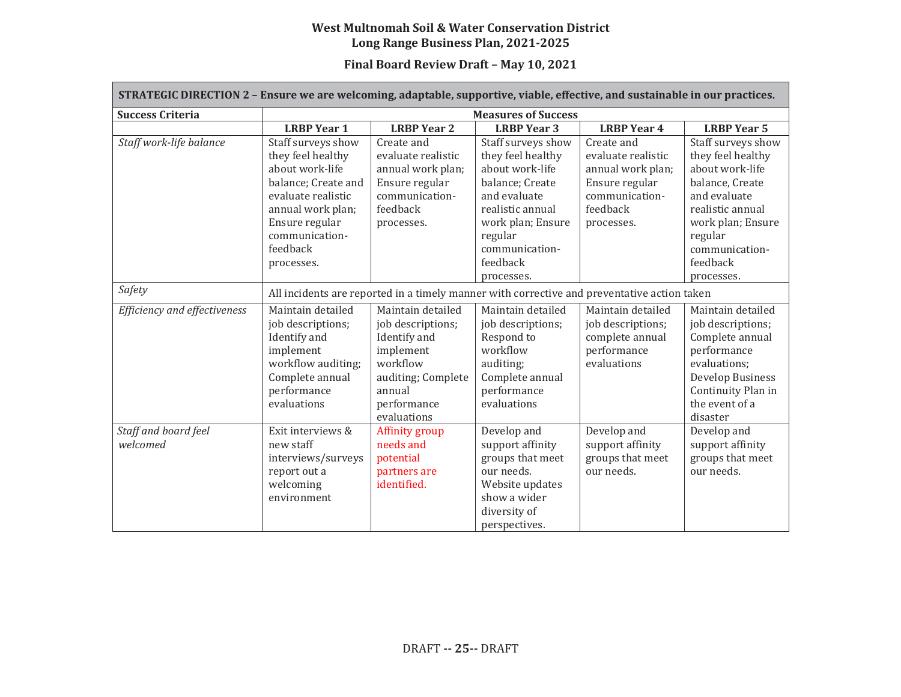**West Multnomah Soil & Water Conservation District**
**Long Range Business Plan, 2021-2025**

**Final Board Review Draft – May 10, 2021**

| **STRATEGIC DIRECTION 2 – Ensure we are welcoming, adaptable, supportive, viable, effective, and sustainable in our practices.** | | | | | |
|---|---|---|---|---|---|
| **Success Criteria** | **Measures of Success** | | | | |
| | **LRBP Year 1** | **LRBP Year 2** | **LRBP Year 3** | **LRBP Year 4** | **LRBP Year 5** |
| *Staff work-life balance* | Staff surveys show they feel healthy about work-life balance; Create and evaluate realistic annual work plan; Ensure regular communication-feedback processes. | Create and evaluate realistic annual work plan; Ensure regular communication-feedback processes. | Staff surveys show they feel healthy about work-life balance; Create and evaluate realistic annual work plan; Ensure regular communication-feedback processes. | Create and evaluate realistic annual work plan; Ensure regular communication-feedback processes. | Staff surveys show they feel healthy about work-life balance, Create and evaluate realistic annual work plan; Ensure regular communication-feedback processes. |
| *Safety* | All incidents are reported in a timely manner with corrective and preventative action taken | | | | |
| *Efficiency and effectiveness* | Maintain detailed job descriptions; Identify and implement workflow auditing; Complete annual performance evaluations | Maintain detailed job descriptions; Identify and implement workflow auditing; Complete annual performance evaluations | Maintain detailed job descriptions; Respond to workflow auditing; Complete annual performance evaluations | Maintain detailed job descriptions; complete annual performance evaluations | Maintain detailed job descriptions; Complete annual performance evaluations; Develop Business Continuity Plan in the event of a disaster |
| *Staff and board feel welcomed* | Exit interviews & new staff interviews/surveys report out a welcoming environment | Affinity group needs and potential partners are identified. | Develop and support affinity groups that meet our needs. Website updates show a wider diversity of perspectives. | Develop and support affinity groups that meet our needs. | Develop and support affinity groups that meet our needs. |

DRAFT -- **25**-- DRAFT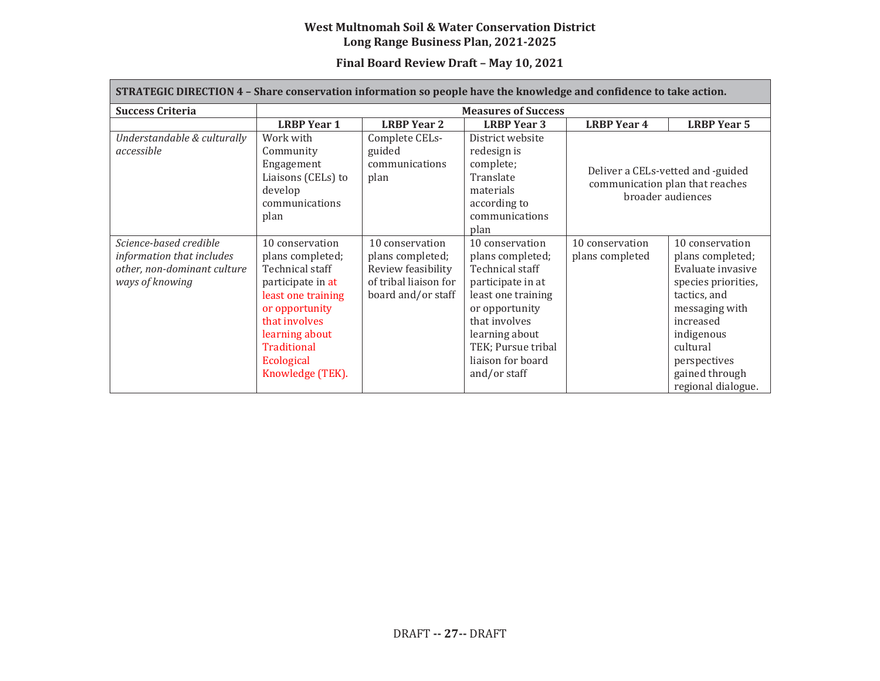**West Multnomah Soil & Water Conservation District**
**Long Range Business Plan, 2021-2025**

**Final Board Review Draft – May 10, 2021**

| **STRATEGIC DIRECTION 4 – Share conservation information so people have the knowledge and confidence to take action.** | | | | | |
|---|---|---|---|---|---|
| **Success Criteria** | **Measures of Success** | | | | |
| | **LRBP Year 1** | **LRBP Year 2** | **LRBP Year 3** | **LRBP Year 4** | **LRBP Year 5** |
| *Understandable & culturally accessible* | Work with Community Engagement Liaisons (CELs) to develop communications plan | Complete CELs-guided communications plan | District website redesign is complete; Translate materials according to communications plan | Deliver a CELs-vetted and -guided communication plan that reaches broader audiences | |
| *Science-based credible information that includes other, non-dominant culture ways of knowing* | 10 conservation plans completed; Technical staff participate in at least one training or opportunity that involves learning about Traditional Ecological Knowledge (TEK). | 10 conservation plans completed; Review feasibility of tribal liaison for board and/or staff | 10 conservation plans completed; Technical staff participate in at least one training or opportunity that involves learning about TEK; Pursue tribal liaison for board and/or staff | 10 conservation plans completed | 10 conservation plans completed; Evaluate invasive species priorities, tactics, and messaging with increased indigenous cultural perspectives gained through regional dialogue. |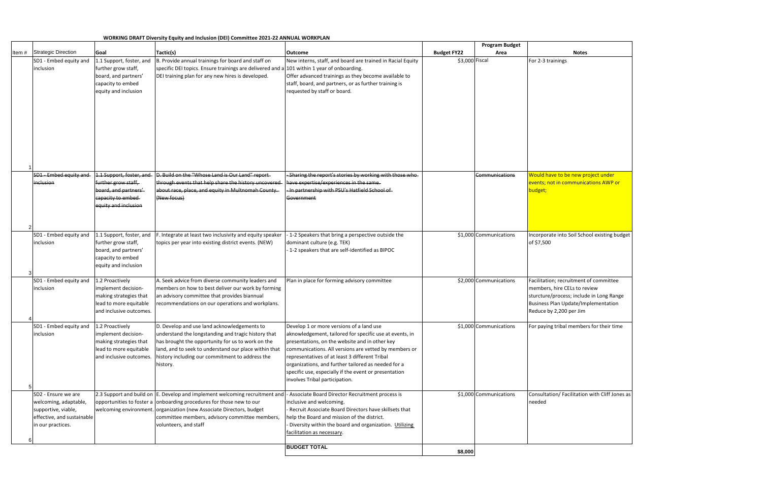**WORKING DRAFT Diversity Equity and Inclusion (DEI) Committee 2021-22 ANNUAL WORKPLAN**

| Item # | Strategic Direction | Goal | Tactic(s) | Outcome | Budget FY22 | Program Budget Area | Notes |
|---|---|---|---|---|---|---|---|
| 1 | SD1 - Embed equity and inclusion | 1.1 Support, foster, and further grow staff, board, and partners' capacity to embed equity and inclusion | B. Provide annual trainings for board and staff on specific DEI topics. Ensure trainings are delivered and a DEI training plan for any new hires is developed. | New interns, staff, and board are trained in Racial Equity 101 within 1 year of onboarding. Offer advanced trainings as they become available to staff, board, and partners, or as further training is requested by staff or board. | $3,000 | Fiscal | For 2-3 trainings |
| 2 | ~~SD1 - Embed equity and inclusion~~ | ~~1.1 Support, foster, and further grow staff, board, and partners' capacity to embed equity and inclusion~~ | ~~D. Build on the "Whose Land is Our Land" report through events that help share the history uncovered about race, place, and equity in Multnomah County. (New focus)~~ | ~~- Sharing the report's stories by working with those who have expertise/experiences in the same.~~ ~~- In partnership with PSU's Hatfield School of Government~~ | | ~~Communications~~ | Would have to be new project under events; not in communications AWP or budget; |
| 3 | SD1 - Embed equity and inclusion | 1.1 Support, foster, and further grow staff, board, and partners' capacity to embed equity and inclusion | F. Integrate at least two inclusivity and equity speaker topics per year into existing district events. (NEW) | - 1-2 Speakers that bring a perspective outside the dominant culture (e.g. TEK) - 1-2 speakers that are self-identified as BIPOC | $1,000 | Communications | Incorporate into Soil School existing budget of $7,500 |
| 4 | SD1 - Embed equity and inclusion | 1.2 Proactively implement decision-making strategies that lead to more equitable and inclusive outcomes. | A. Seek advice from diverse community leaders and members on how to best deliver our work by forming an advisory committee that provides biannual recommendations on our operations and workplans. | Plan in place for forming advisory committee | $2,000 | Communications | Facilitation; recruitment of committee members, hire CELs to review sturcture/process; include in Long Range Business Plan Update/Implementation Reduce by 2,200 per Jim |
| 5 | SD1 - Embed equity and inclusion | 1.2 Proactively implement decision-making strategies that lead to more equitable and inclusive outcomes. | D. Develop and use land acknowledgements to understand the longstanding and tragic history that has brought the opportunity for us to work on the land, and to seek to understand our place within that history including our commitment to address the history. | Develop 1 or more versions of a land use acknowledgement, tailored for specific use at events, in presentations, on the website and in other key communications. All versions are vetted by members or representatives of at least 3 different Tribal organizations, and further tailored as needed for a specific use, especially if the event or presentation involves Tribal participation. | $1,000 | Communications | For paying tribal members for their time |
| 6 | SD2 - Ensure we are welcoming, adaptable, supportive, viable, effective, and sustainable in our practices. | 2.3 Support and build on opportunities to foster a welcoming environment. | E. Develop and implement welcoming recruitment and onboarding procedures for those new to our organization (new Associate Directors, budget committee members, advisory committee members, volunteers, and staff | - Associate Board Director Recruitment process is inclusive and welcoming. - Recruit Associate Board Directors have skillsets that help the Board and mission of the district. - Diversity within the board and organization. <u>Utilizing facilitation as necessary</u>. | $1,000 | Communications | Consultation/ Facilitation with Cliff Jones as needed |
| | | | | **BUDGET TOTAL** | **$8,000** | | |